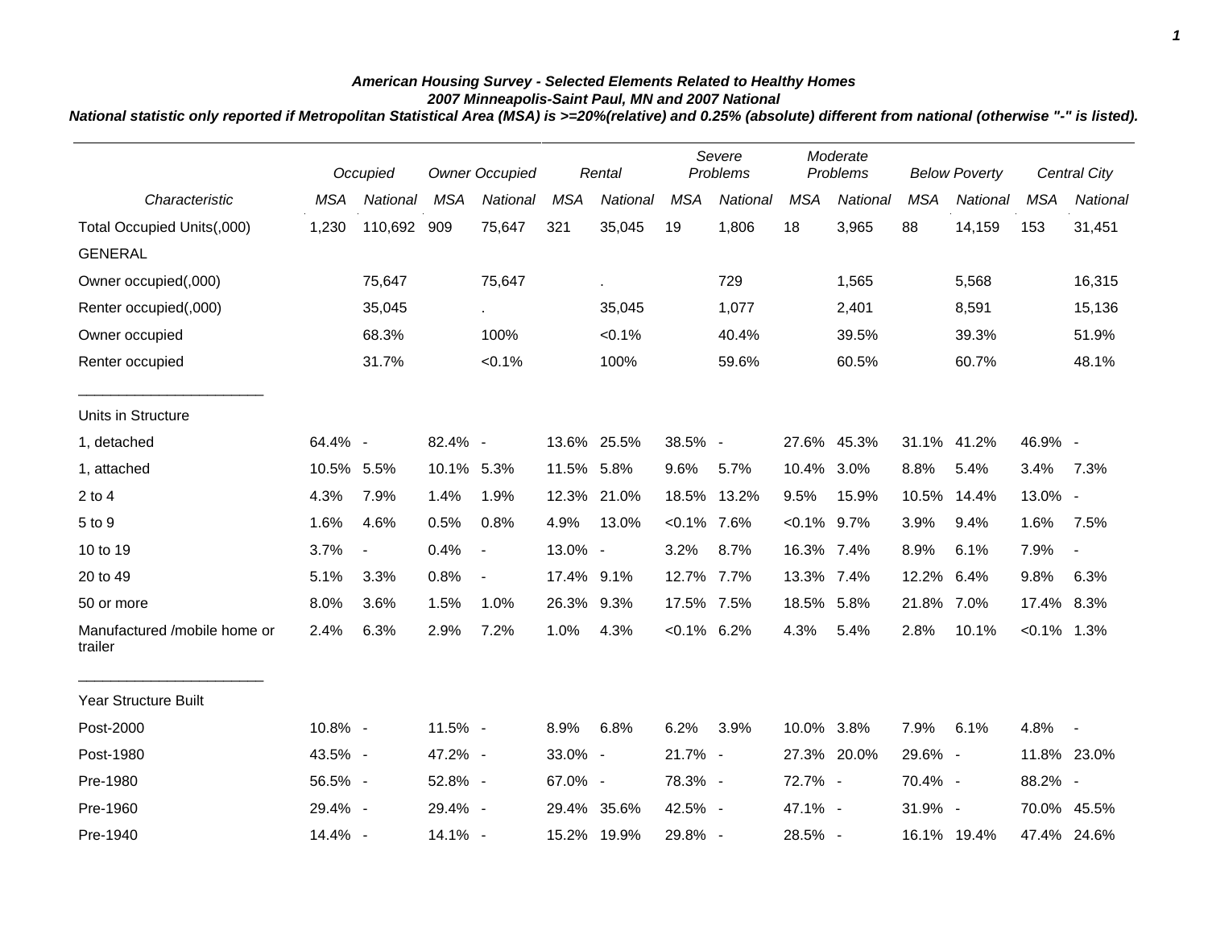# American Housing Survey - Selected Elements Related to Healthy Homes

## 2007 Minneapolis-Saint Paul, MN and 2007 National

***National statistic only reported if Metropolitan Statistical Area (MSA) is >=20%(relative) and 0.25% (absolute) different from national (otherwise "-" is listed).***

| | Occupied | | Owner Occupied | | Rental | | Severe Problems | | Moderate Problems | | Below Poverty | | Central City | |
|---|---|---|---|---|---|---|---|---|---|---|---|---|---|---|
| *Characteristic* | *MSA* | *National* | *MSA* | *National* | *MSA* | *National* | *MSA* | *National* | *MSA* | *National* | *MSA* | *National* | *MSA* | *National* |
| Total Occupied Units(,000) | 1,230 | 110,692 | 909 | 75,647 | 321 | 35,045 | 19 | 1,806 | 18 | 3,965 | 88 | 14,159 | 153 | 31,451 |
| GENERAL | | | | | | | | | | | | | | |
| Owner occupied(,000) | | 75,647 | | 75,647 | | . | | 729 | | 1,565 | | 5,568 | | 16,315 |
| Renter occupied(,000) | | 35,045 | | . | | 35,045 | | 1,077 | | 2,401 | | 8,591 | | 15,136 |
| Owner occupied | | 68.3% | | 100% | | <0.1% | | 40.4% | | 39.5% | | 39.3% | | 51.9% |
| Renter occupied | | 31.7% | | <0.1% | | 100% | | 59.6% | | 60.5% | | 60.7% | | 48.1% |
| Units in Structure | | | | | | | | | | | | | | |
| 1, detached | 64.4% | - | 82.4% | - | 13.6% | 25.5% | 38.5% | - | 27.6% | 45.3% | 31.1% | 41.2% | 46.9% | - |
| 1, attached | 10.5% | 5.5% | 10.1% | 5.3% | 11.5% | 5.8% | 9.6% | 5.7% | 10.4% | 3.0% | 8.8% | 5.4% | 3.4% | 7.3% |
| 2 to 4 | 4.3% | 7.9% | 1.4% | 1.9% | 12.3% | 21.0% | 18.5% | 13.2% | 9.5% | 15.9% | 10.5% | 14.4% | 13.0% | - |
| 5 to 9 | 1.6% | 4.6% | 0.5% | 0.8% | 4.9% | 13.0% | <0.1% | 7.6% | <0.1% | 9.7% | 3.9% | 9.4% | 1.6% | 7.5% |
| 10 to 19 | 3.7% | - | 0.4% | - | 13.0% | - | 3.2% | 8.7% | 16.3% | 7.4% | 8.9% | 6.1% | 7.9% | - |
| 20 to 49 | 5.1% | 3.3% | 0.8% | - | 17.4% | 9.1% | 12.7% | 7.7% | 13.3% | 7.4% | 12.2% | 6.4% | 9.8% | 6.3% |
| 50 or more | 8.0% | 3.6% | 1.5% | 1.0% | 26.3% | 9.3% | 17.5% | 7.5% | 18.5% | 5.8% | 21.8% | 7.0% | 17.4% | 8.3% |
| Manufactured /mobile home or trailer | 2.4% | 6.3% | 2.9% | 7.2% | 1.0% | 4.3% | <0.1% | 6.2% | 4.3% | 5.4% | 2.8% | 10.1% | <0.1% | 1.3% |
| Year Structure Built | | | | | | | | | | | | | | |
| Post-2000 | 10.8% | - | 11.5% | - | 8.9% | 6.8% | 6.2% | 3.9% | 10.0% | 3.8% | 7.9% | 6.1% | 4.8% | - |
| Post-1980 | 43.5% | - | 47.2% | - | 33.0% | - | 21.7% | - | 27.3% | 20.0% | 29.6% | - | 11.8% | 23.0% |
| Pre-1980 | 56.5% | - | 52.8% | - | 67.0% | - | 78.3% | - | 72.7% | - | 70.4% | - | 88.2% | - |
| Pre-1960 | 29.4% | - | 29.4% | - | 29.4% | 35.6% | 42.5% | - | 47.1% | - | 31.9% | - | 70.0% | 45.5% |
| Pre-1940 | 14.4% | - | 14.1% | - | 15.2% | 19.9% | 29.8% | - | 28.5% | - | 16.1% | 19.4% | 47.4% | 24.6% |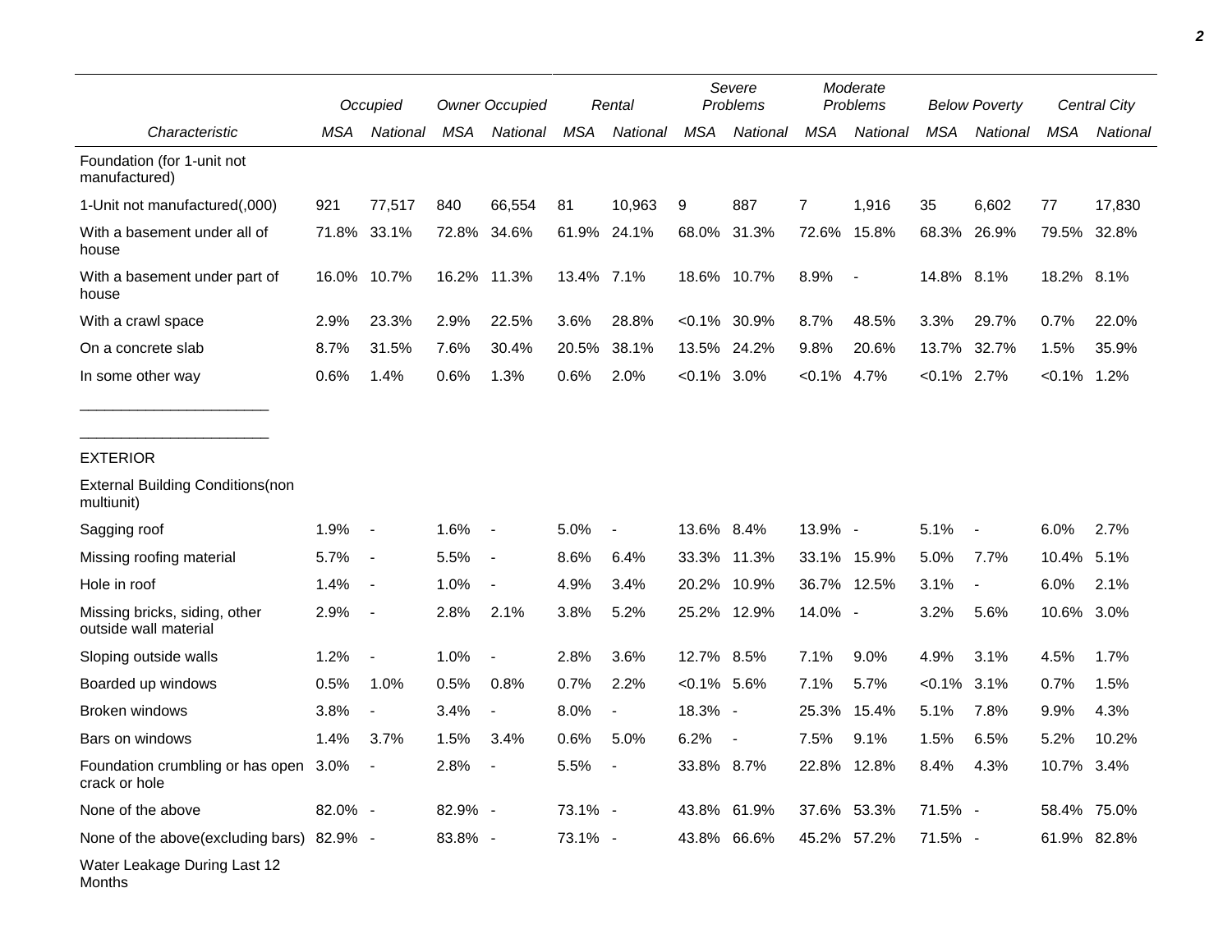| | Occupied | | Owner Occupied | | Rental | | Severe Problems | | Moderate Problems | | Below Poverty | | Central City | |
|---|---|---|---|---|---|---|---|---|---|---|---|---|---|---|
| *Characteristic* | *MSA* | *National* | *MSA* | *National* | *MSA* | *National* | *MSA* | *National* | *MSA* | *National* | *MSA* | *National* | *MSA* | *National* |
| Foundation (for 1-unit not manufactured) | | | | | | | | | | | | | | |
| 1-Unit not manufactured(,000) | 921 | 77,517 | 840 | 66,554 | 81 | 10,963 | 9 | 887 | 7 | 1,916 | 35 | 6,602 | 77 | 17,830 |
| With a basement under all of house | 71.8% | 33.1% | 72.8% | 34.6% | 61.9% | 24.1% | 68.0% | 31.3% | 72.6% | 15.8% | 68.3% | 26.9% | 79.5% | 32.8% |
| With a basement under part of house | 16.0% | 10.7% | 16.2% | 11.3% | 13.4% | 7.1% | 18.6% | 10.7% | 8.9% | - | 14.8% | 8.1% | 18.2% | 8.1% |
| With a crawl space | 2.9% | 23.3% | 2.9% | 22.5% | 3.6% | 28.8% | <0.1% | 30.9% | 8.7% | 48.5% | 3.3% | 29.7% | 0.7% | 22.0% |
| On a concrete slab | 8.7% | 31.5% | 7.6% | 30.4% | 20.5% | 38.1% | 13.5% | 24.2% | 9.8% | 20.6% | 13.7% | 32.7% | 1.5% | 35.9% |
| In some other way | 0.6% | 1.4% | 0.6% | 1.3% | 0.6% | 2.0% | <0.1% | 3.0% | <0.1% | 4.7% | <0.1% | 2.7% | <0.1% | 1.2% |
| EXTERIOR | | | | | | | | | | | | | | |
| External Building Conditions(non multiunit) | | | | | | | | | | | | | | |
| Sagging roof | 1.9% | - | 1.6% | - | 5.0% | - | 13.6% | 8.4% | 13.9% | - | 5.1% | - | 6.0% | 2.7% |
| Missing roofing material | 5.7% | - | 5.5% | - | 8.6% | 6.4% | 33.3% | 11.3% | 33.1% | 15.9% | 5.0% | 7.7% | 10.4% | 5.1% |
| Hole in roof | 1.4% | - | 1.0% | - | 4.9% | 3.4% | 20.2% | 10.9% | 36.7% | 12.5% | 3.1% | - | 6.0% | 2.1% |
| Missing bricks, siding, other outside wall material | 2.9% | - | 2.8% | 2.1% | 3.8% | 5.2% | 25.2% | 12.9% | 14.0% | - | 3.2% | 5.6% | 10.6% | 3.0% |
| Sloping outside walls | 1.2% | - | 1.0% | - | 2.8% | 3.6% | 12.7% | 8.5% | 7.1% | 9.0% | 4.9% | 3.1% | 4.5% | 1.7% |
| Boarded up windows | 0.5% | 1.0% | 0.5% | 0.8% | 0.7% | 2.2% | <0.1% | 5.6% | 7.1% | 5.7% | <0.1% | 3.1% | 0.7% | 1.5% |
| Broken windows | 3.8% | - | 3.4% | - | 8.0% | - | 18.3% | - | 25.3% | 15.4% | 5.1% | 7.8% | 9.9% | 4.3% |
| Bars on windows | 1.4% | 3.7% | 1.5% | 3.4% | 0.6% | 5.0% | 6.2% | - | 7.5% | 9.1% | 1.5% | 6.5% | 5.2% | 10.2% |
| Foundation crumbling or has open crack or hole | 3.0% | - | 2.8% | - | 5.5% | - | 33.8% | 8.7% | 22.8% | 12.8% | 8.4% | 4.3% | 10.7% | 3.4% |
| None of the above | 82.0% | - | 82.9% | - | 73.1% | - | 43.8% | 61.9% | 37.6% | 53.3% | 71.5% | - | 58.4% | 75.0% |
| None of the above(excluding bars) | 82.9% | - | 83.8% | - | 73.1% | - | 43.8% | 66.6% | 45.2% | 57.2% | 71.5% | - | 61.9% | 82.8% |
| Water Leakage During Last 12 Months | | | | | | | | | | | | | | |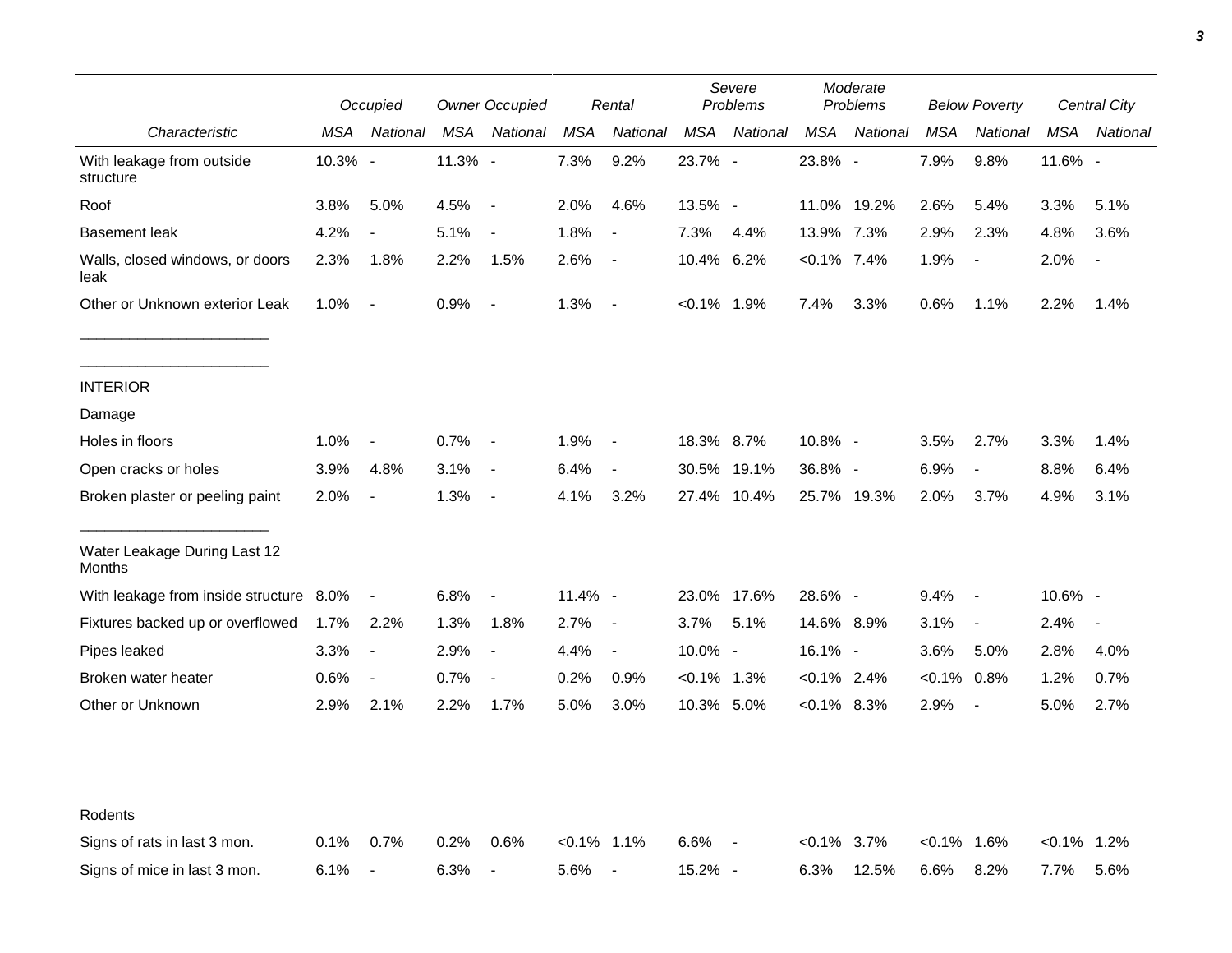| Characteristic | Occupied | | Owner Occupied | | Rental | | Severe Problems | | Moderate Problems | | Below Poverty | | Central City | |
|---|---|---|---|---|---|---|---|---|---|---|---|---|---|---|
| | MSA | National | MSA | National | MSA | National | MSA | National | MSA | National | MSA | National | MSA | National |
| With leakage from outside structure | 10.3% | - | 11.3% | - | 7.3% | 9.2% | 23.7% | - | 23.8% | - | 7.9% | 9.8% | 11.6% | - |
| Roof | 3.8% | 5.0% | 4.5% | - | 2.0% | 4.6% | 13.5% | - | 11.0% | 19.2% | 2.6% | 5.4% | 3.3% | 5.1% |
| Basement leak | 4.2% | - | 5.1% | - | 1.8% | - | 7.3% | 4.4% | 13.9% | 7.3% | 2.9% | 2.3% | 4.8% | 3.6% |
| Walls, closed windows, or doors leak | 2.3% | 1.8% | 2.2% | 1.5% | 2.6% | - | 10.4% | 6.2% | <0.1% | 7.4% | 1.9% | - | 2.0% | - |
| Other or Unknown exterior Leak | 1.0% | - | 0.9% | - | 1.3% | - | <0.1% | 1.9% | 7.4% | 3.3% | 0.6% | 1.1% | 2.2% | 1.4% |
| INTERIOR | | | | | | | | | | | | | | |
| Damage | | | | | | | | | | | | | | |
| Holes in floors | 1.0% | - | 0.7% | - | 1.9% | - | 18.3% | 8.7% | 10.8% | - | 3.5% | 2.7% | 3.3% | 1.4% |
| Open cracks or holes | 3.9% | 4.8% | 3.1% | - | 6.4% | - | 30.5% | 19.1% | 36.8% | - | 6.9% | - | 8.8% | 6.4% |
| Broken plaster or peeling paint | 2.0% | - | 1.3% | - | 4.1% | 3.2% | 27.4% | 10.4% | 25.7% | 19.3% | 2.0% | 3.7% | 4.9% | 3.1% |
| Water Leakage During Last 12 Months | | | | | | | | | | | | | | |
| With leakage from inside structure | 8.0% | - | 6.8% | - | 11.4% | - | 23.0% | 17.6% | 28.6% | - | 9.4% | - | 10.6% | - |
| Fixtures backed up or overflowed | 1.7% | 2.2% | 1.3% | 1.8% | 2.7% | - | 3.7% | 5.1% | 14.6% | 8.9% | 3.1% | - | 2.4% | - |
| Pipes leaked | 3.3% | - | 2.9% | - | 4.4% | - | 10.0% | - | 16.1% | - | 3.6% | 5.0% | 2.8% | 4.0% |
| Broken water heater | 0.6% | - | 0.7% | - | 0.2% | 0.9% | <0.1% | 1.3% | <0.1% | 2.4% | <0.1% | 0.8% | 1.2% | 0.7% |
| Other or Unknown | 2.9% | 2.1% | 2.2% | 1.7% | 5.0% | 3.0% | 10.3% | 5.0% | <0.1% | 8.3% | 2.9% | - | 5.0% | 2.7% |
| Rodents | | | | | | | | | | | | | | |
| Signs of rats in last 3 mon. | 0.1% | 0.7% | 0.2% | 0.6% | <0.1% | 1.1% | 6.6% | - | <0.1% | 3.7% | <0.1% | 1.6% | <0.1% | 1.2% |
| Signs of mice in last 3 mon. | 6.1% | - | 6.3% | - | 5.6% | - | 15.2% | - | 6.3% | 12.5% | 6.6% | 8.2% | 7.7% | 5.6% |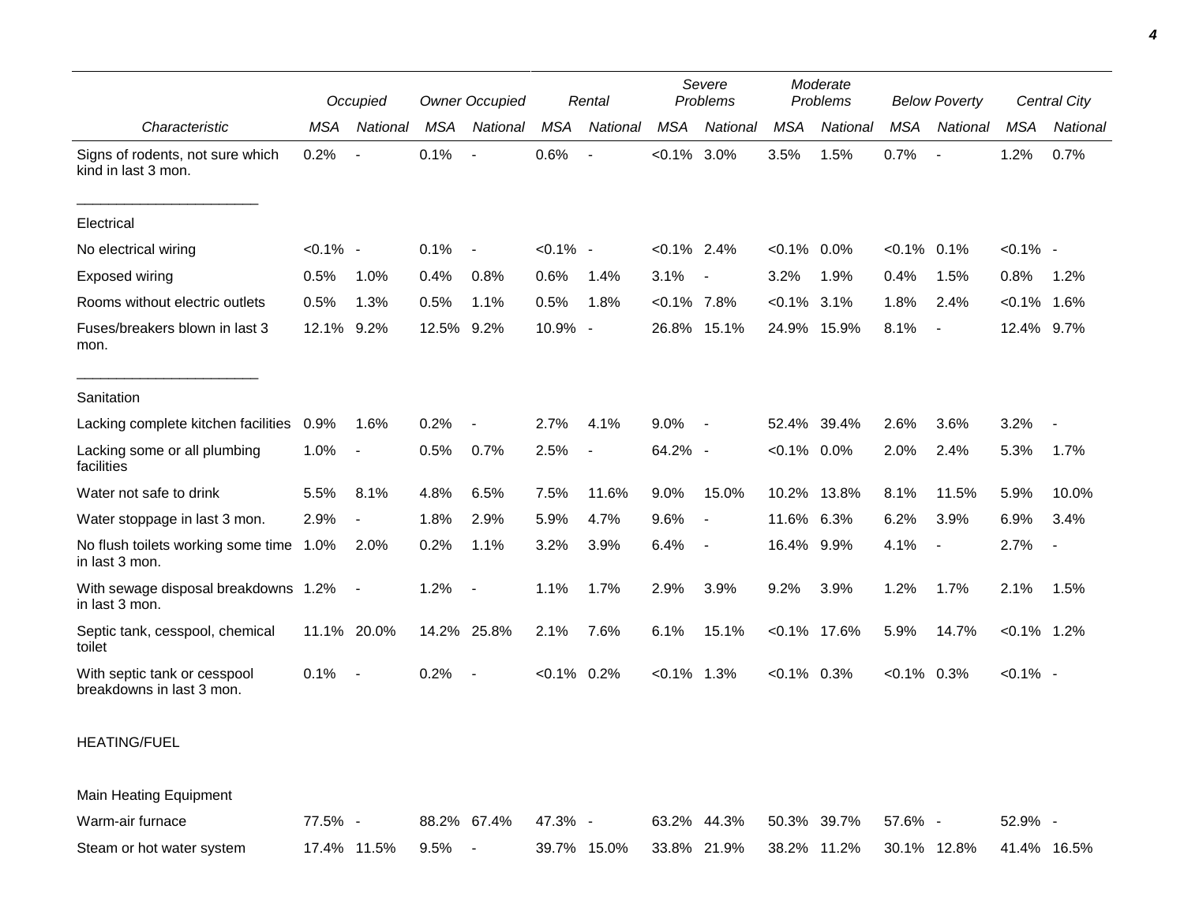| Characteristic | Occupied | | Owner Occupied | | Rental | | Severe Problems | | Moderate Problems | | Below Poverty | | Central City | |
|---|---|---|---|---|---|---|---|---|---|---|---|---|---|---|
| | MSA | National | MSA | National | MSA | National | MSA | National | MSA | National | MSA | National | MSA | National |
| Signs of rodents, not sure which kind in last 3 mon. | 0.2% | - | 0.1% | - | 0.6% | - | <0.1% | 3.0% | 3.5% | 1.5% | 0.7% | - | 1.2% | 0.7% |
| Electrical | | | | | | | | | | | | | | |
| No electrical wiring | <0.1% | - | 0.1% | - | <0.1% | - | <0.1% | 2.4% | <0.1% | 0.0% | <0.1% | 0.1% | <0.1% | - |
| Exposed wiring | 0.5% | 1.0% | 0.4% | 0.8% | 0.6% | 1.4% | 3.1% | - | 3.2% | 1.9% | 0.4% | 1.5% | 0.8% | 1.2% |
| Rooms without electric outlets | 0.5% | 1.3% | 0.5% | 1.1% | 0.5% | 1.8% | <0.1% | 7.8% | <0.1% | 3.1% | 1.8% | 2.4% | <0.1% | 1.6% |
| Fuses/breakers blown in last 3 mon. | 12.1% | 9.2% | 12.5% | 9.2% | 10.9% | - | 26.8% | 15.1% | 24.9% | 15.9% | 8.1% | - | 12.4% | 9.7% |
| Sanitation | | | | | | | | | | | | | | |
| Lacking complete kitchen facilities | 0.9% | 1.6% | 0.2% | - | 2.7% | 4.1% | 9.0% | - | 52.4% | 39.4% | 2.6% | 3.6% | 3.2% | - |
| Lacking some or all plumbing facilities | 1.0% | - | 0.5% | 0.7% | 2.5% | - | 64.2% | - | <0.1% | 0.0% | 2.0% | 2.4% | 5.3% | 1.7% |
| Water not safe to drink | 5.5% | 8.1% | 4.8% | 6.5% | 7.5% | 11.6% | 9.0% | 15.0% | 10.2% | 13.8% | 8.1% | 11.5% | 5.9% | 10.0% |
| Water stoppage in last 3 mon. | 2.9% | - | 1.8% | 2.9% | 5.9% | 4.7% | 9.6% | - | 11.6% | 6.3% | 6.2% | 3.9% | 6.9% | 3.4% |
| No flush toilets working some time in last 3 mon. | 1.0% | 2.0% | 0.2% | 1.1% | 3.2% | 3.9% | 6.4% | - | 16.4% | 9.9% | 4.1% | - | 2.7% | - |
| With sewage disposal breakdowns in last 3 mon. | 1.2% | - | 1.2% | - | 1.1% | 1.7% | 2.9% | 3.9% | 9.2% | 3.9% | 1.2% | 1.7% | 2.1% | 1.5% |
| Septic tank, cesspool, chemical toilet | 11.1% | 20.0% | 14.2% | 25.8% | 2.1% | 7.6% | 6.1% | 15.1% | <0.1% | 17.6% | 5.9% | 14.7% | <0.1% | 1.2% |
| With septic tank or cesspool breakdowns in last 3 mon. | 0.1% | - | 0.2% | - | <0.1% | 0.2% | <0.1% | 1.3% | <0.1% | 0.3% | <0.1% | 0.3% | <0.1% | - |
| HEATING/FUEL | | | | | | | | | | | | | | |
| Main Heating Equipment | | | | | | | | | | | | | | |
| Warm-air furnace | 77.5% | - | 88.2% | 67.4% | 47.3% | - | 63.2% | 44.3% | 50.3% | 39.7% | 57.6% | - | 52.9% | - |
| Steam or hot water system | 17.4% | 11.5% | 9.5% | - | 39.7% | 15.0% | 33.8% | 21.9% | 38.2% | 11.2% | 30.1% | 12.8% | 41.4% | 16.5% |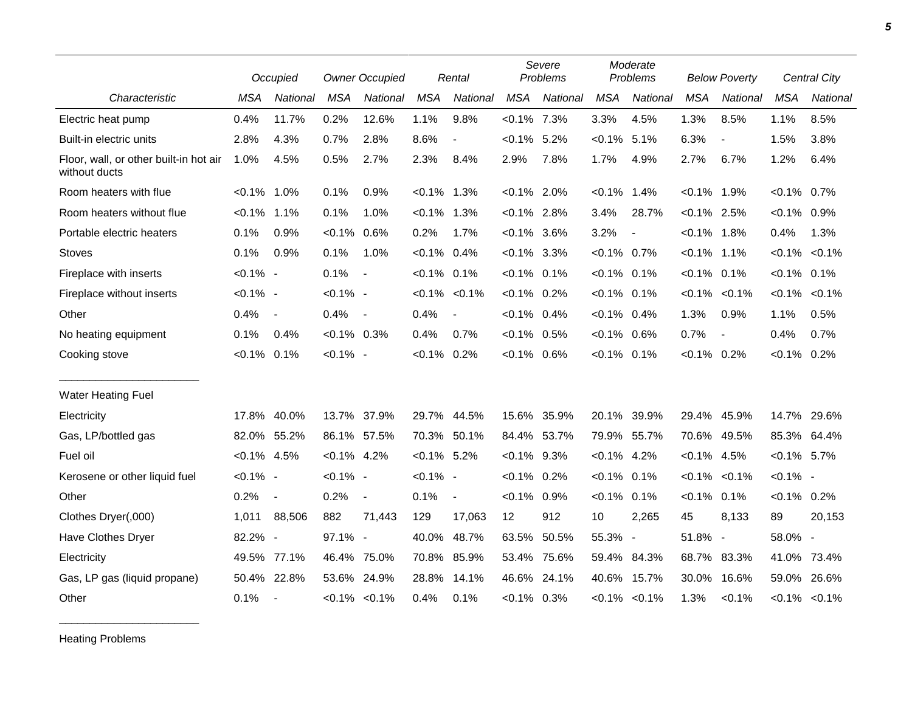| Characteristic | Occupied | | Owner Occupied | | Rental | | Severe Problems | | Moderate Problems | | Below Poverty | | Central City | |
|---|---|---|---|---|---|---|---|---|---|---|---|---|---|---|
| | MSA | National | MSA | National | MSA | National | MSA | National | MSA | National | MSA | National | MSA | National |
| Electric heat pump | 0.4% | 11.7% | 0.2% | 12.6% | 1.1% | 9.8% | <0.1% | 7.3% | 3.3% | 4.5% | 1.3% | 8.5% | 1.1% | 8.5% |
| Built-in electric units | 2.8% | 4.3% | 0.7% | 2.8% | 8.6% | - | <0.1% | 5.2% | <0.1% | 5.1% | 6.3% | - | 1.5% | 3.8% |
| Floor, wall, or other built-in hot air without ducts | 1.0% | 4.5% | 0.5% | 2.7% | 2.3% | 8.4% | 2.9% | 7.8% | 1.7% | 4.9% | 2.7% | 6.7% | 1.2% | 6.4% |
| Room heaters with flue | <0.1% | 1.0% | 0.1% | 0.9% | <0.1% | 1.3% | <0.1% | 2.0% | <0.1% | 1.4% | <0.1% | 1.9% | <0.1% | 0.7% |
| Room heaters without flue | <0.1% | 1.1% | 0.1% | 1.0% | <0.1% | 1.3% | <0.1% | 2.8% | 3.4% | 28.7% | <0.1% | 2.5% | <0.1% | 0.9% |
| Portable electric heaters | 0.1% | 0.9% | <0.1% | 0.6% | 0.2% | 1.7% | <0.1% | 3.6% | 3.2% | - | <0.1% | 1.8% | 0.4% | 1.3% |
| Stoves | 0.1% | 0.9% | 0.1% | 1.0% | <0.1% | 0.4% | <0.1% | 3.3% | <0.1% | 0.7% | <0.1% | 1.1% | <0.1% | <0.1% |
| Fireplace with inserts | <0.1% | - | 0.1% | - | <0.1% | 0.1% | <0.1% | 0.1% | <0.1% | 0.1% | <0.1% | 0.1% | <0.1% | 0.1% |
| Fireplace without inserts | <0.1% | - | <0.1% | - | <0.1% | <0.1% | <0.1% | 0.2% | <0.1% | 0.1% | <0.1% | <0.1% | <0.1% | <0.1% |
| Other | 0.4% | - | 0.4% | - | 0.4% | - | <0.1% | 0.4% | <0.1% | 0.4% | 1.3% | 0.9% | 1.1% | 0.5% |
| No heating equipment | 0.1% | 0.4% | <0.1% | 0.3% | 0.4% | 0.7% | <0.1% | 0.5% | <0.1% | 0.6% | 0.7% | - | 0.4% | 0.7% |
| Cooking stove | <0.1% | 0.1% | <0.1% | - | <0.1% | 0.2% | <0.1% | 0.6% | <0.1% | 0.1% | <0.1% | 0.2% | <0.1% | 0.2% |
| Water Heating Fuel | | | | | | | | | | | | | | |
| Electricity | 17.8% | 40.0% | 13.7% | 37.9% | 29.7% | 44.5% | 15.6% | 35.9% | 20.1% | 39.9% | 29.4% | 45.9% | 14.7% | 29.6% |
| Gas, LP/bottled gas | 82.0% | 55.2% | 86.1% | 57.5% | 70.3% | 50.1% | 84.4% | 53.7% | 79.9% | 55.7% | 70.6% | 49.5% | 85.3% | 64.4% |
| Fuel oil | <0.1% | 4.5% | <0.1% | 4.2% | <0.1% | 5.2% | <0.1% | 9.3% | <0.1% | 4.2% | <0.1% | 4.5% | <0.1% | 5.7% |
| Kerosene or other liquid fuel | <0.1% | - | <0.1% | - | <0.1% | - | <0.1% | 0.2% | <0.1% | 0.1% | <0.1% | <0.1% | <0.1% | - |
| Other | 0.2% | - | 0.2% | - | 0.1% | - | <0.1% | 0.9% | <0.1% | 0.1% | <0.1% | 0.1% | <0.1% | 0.2% |
| Clothes Dryer(,000) | 1,011 | 88,506 | 882 | 71,443 | 129 | 17,063 | 12 | 912 | 10 | 2,265 | 45 | 8,133 | 89 | 20,153 |
| Have Clothes Dryer | 82.2% | - | 97.1% | - | 40.0% | 48.7% | 63.5% | 50.5% | 55.3% | - | 51.8% | - | 58.0% | - |
| Electricity | 49.5% | 77.1% | 46.4% | 75.0% | 70.8% | 85.9% | 53.4% | 75.6% | 59.4% | 84.3% | 68.7% | 83.3% | 41.0% | 73.4% |
| Gas, LP gas (liquid propane) | 50.4% | 22.8% | 53.6% | 24.9% | 28.8% | 14.1% | 46.6% | 24.1% | 40.6% | 15.7% | 30.0% | 16.6% | 59.0% | 26.6% |
| Other | 0.1% | - | <0.1% | <0.1% | 0.4% | 0.1% | <0.1% | 0.3% | <0.1% | <0.1% | 1.3% | <0.1% | <0.1% | <0.1% |

Heating Problems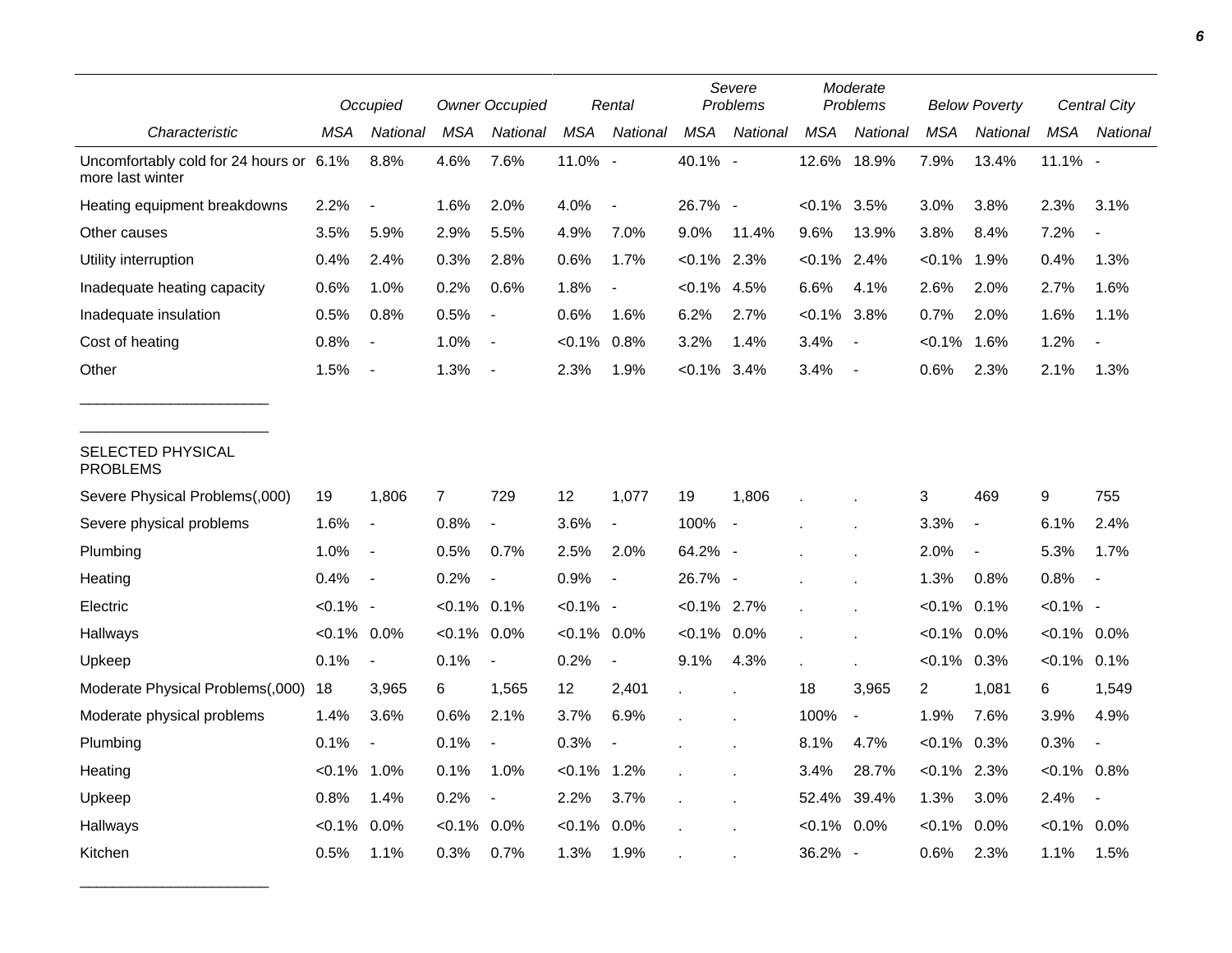| Characteristic | Occupied | | Owner Occupied | | Rental | | Severe Problems | | Moderate Problems | | Below Poverty | | Central City | |
|---|---|---|---|---|---|---|---|---|---|---|---|---|---|---|
| | MSA | National | MSA | National | MSA | National | MSA | National | MSA | National | MSA | National | MSA | National |
| Uncomfortably cold for 24 hours or more last winter | 6.1% | 8.8% | 4.6% | 7.6% | 11.0% | - | 40.1% | - | 12.6% | 18.9% | 7.9% | 13.4% | 11.1% | - |
| Heating equipment breakdowns | 2.2% | - | 1.6% | 2.0% | 4.0% | - | 26.7% | - | <0.1% | 3.5% | 3.0% | 3.8% | 2.3% | 3.1% |
| Other causes | 3.5% | 5.9% | 2.9% | 5.5% | 4.9% | 7.0% | 9.0% | 11.4% | 9.6% | 13.9% | 3.8% | 8.4% | 7.2% | - |
| Utility interruption | 0.4% | 2.4% | 0.3% | 2.8% | 0.6% | 1.7% | <0.1% | 2.3% | <0.1% | 2.4% | <0.1% | 1.9% | 0.4% | 1.3% |
| Inadequate heating capacity | 0.6% | 1.0% | 0.2% | 0.6% | 1.8% | - | <0.1% | 4.5% | 6.6% | 4.1% | 2.6% | 2.0% | 2.7% | 1.6% |
| Inadequate insulation | 0.5% | 0.8% | 0.5% | - | 0.6% | 1.6% | 6.2% | 2.7% | <0.1% | 3.8% | 0.7% | 2.0% | 1.6% | 1.1% |
| Cost of heating | 0.8% | - | 1.0% | - | <0.1% | 0.8% | 3.2% | 1.4% | 3.4% | - | <0.1% | 1.6% | 1.2% | - |
| Other | 1.5% | - | 1.3% | - | 2.3% | 1.9% | <0.1% | 3.4% | 3.4% | - | 0.6% | 2.3% | 2.1% | 1.3% |
| ______________________ | | | | | | | | | | | | | | |
| ______________________ | | | | | | | | | | | | | | |
| SELECTED PHYSICAL PROBLEMS | | | | | | | | | | | | | | |
| Severe Physical Problems(,000) | 19 | 1,806 | 7 | 729 | 12 | 1,077 | 19 | 1,806 | . | . | 3 | 469 | 9 | 755 |
| Severe physical problems | 1.6% | - | 0.8% | - | 3.6% | - | 100% | - | . | . | 3.3% | - | 6.1% | 2.4% |
| Plumbing | 1.0% | - | 0.5% | 0.7% | 2.5% | 2.0% | 64.2% | - | . | . | 2.0% | - | 5.3% | 1.7% |
| Heating | 0.4% | - | 0.2% | - | 0.9% | - | 26.7% | - | . | . | 1.3% | 0.8% | 0.8% | - |
| Electric | <0.1% | - | <0.1% | 0.1% | <0.1% | - | <0.1% | 2.7% | . | . | <0.1% | 0.1% | <0.1% | - |
| Hallways | <0.1% | 0.0% | <0.1% | 0.0% | <0.1% | 0.0% | <0.1% | 0.0% | . | . | <0.1% | 0.0% | <0.1% | 0.0% |
| Upkeep | 0.1% | - | 0.1% | - | 0.2% | - | 9.1% | 4.3% | . | . | <0.1% | 0.3% | <0.1% | 0.1% |
| Moderate Physical Problems(,000) | 18 | 3,965 | 6 | 1,565 | 12 | 2,401 | . | . | 18 | 3,965 | 2 | 1,081 | 6 | 1,549 |
| Moderate physical problems | 1.4% | 3.6% | 0.6% | 2.1% | 3.7% | 6.9% | . | . | 100% | - | 1.9% | 7.6% | 3.9% | 4.9% |
| Plumbing | 0.1% | - | 0.1% | - | 0.3% | - | . | . | 8.1% | 4.7% | <0.1% | 0.3% | 0.3% | - |
| Heating | <0.1% | 1.0% | 0.1% | 1.0% | <0.1% | 1.2% | . | . | 3.4% | 28.7% | <0.1% | 2.3% | <0.1% | 0.8% |
| Upkeep | 0.8% | 1.4% | 0.2% | - | 2.2% | 3.7% | . | . | 52.4% | 39.4% | 1.3% | 3.0% | 2.4% | - |
| Hallways | <0.1% | 0.0% | <0.1% | 0.0% | <0.1% | 0.0% | . | . | <0.1% | 0.0% | <0.1% | 0.0% | <0.1% | 0.0% |
| Kitchen | 0.5% | 1.1% | 0.3% | 0.7% | 1.3% | 1.9% | . | . | 36.2% | - | 0.6% | 2.3% | 1.1% | 1.5% |

______________________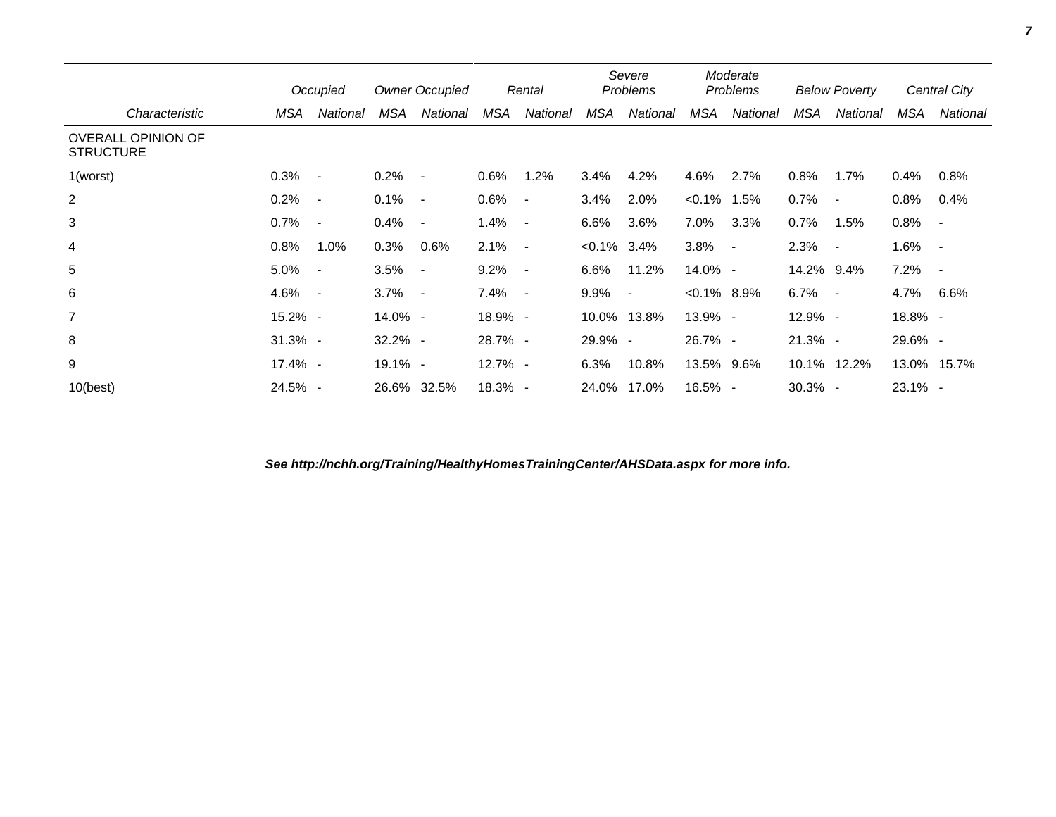| | Occupied | | Owner Occupied | | Rental | | Severe Problems | | Moderate Problems | | Below Poverty | | Central City | |
|---|---|---|---|---|---|---|---|---|---|---|---|---|---|---|
| Characteristic | MSA | National | MSA | National | MSA | National | MSA | National | MSA | National | MSA | National | MSA | National |
| OVERALL OPINION OF STRUCTURE | | | | | | | | | | | | | | |
| 1(worst) | 0.3% | - | 0.2% | - | 0.6% | 1.2% | 3.4% | 4.2% | 4.6% | 2.7% | 0.8% | 1.7% | 0.4% | 0.8% |
| 2 | 0.2% | - | 0.1% | - | 0.6% | - | 3.4% | 2.0% | <0.1% | 1.5% | 0.7% | - | 0.8% | 0.4% |
| 3 | 0.7% | - | 0.4% | - | 1.4% | - | 6.6% | 3.6% | 7.0% | 3.3% | 0.7% | 1.5% | 0.8% | - |
| 4 | 0.8% | 1.0% | 0.3% | 0.6% | 2.1% | - | <0.1% | 3.4% | 3.8% | - | 2.3% | - | 1.6% | - |
| 5 | 5.0% | - | 3.5% | - | 9.2% | - | 6.6% | 11.2% | 14.0% | - | 14.2% | 9.4% | 7.2% | - |
| 6 | 4.6% | - | 3.7% | - | 7.4% | - | 9.9% | - | <0.1% | 8.9% | 6.7% | - | 4.7% | 6.6% |
| 7 | 15.2% | - | 14.0% | - | 18.9% | - | 10.0% | 13.8% | 13.9% | - | 12.9% | - | 18.8% | - |
| 8 | 31.3% | - | 32.2% | - | 28.7% | - | 29.9% | - | 26.7% | - | 21.3% | - | 29.6% | - |
| 9 | 17.4% | - | 19.1% | - | 12.7% | - | 6.3% | 10.8% | 13.5% | 9.6% | 10.1% | 12.2% | 13.0% | 15.7% |
| 10(best) | 24.5% | - | 26.6% | 32.5% | 18.3% | - | 24.0% | 17.0% | 16.5% | - | 30.3% | - | 23.1% | - |

***See http://nchh.org/Training/HealthyHomesTrainingCenter/AHSData.aspx for more info.***